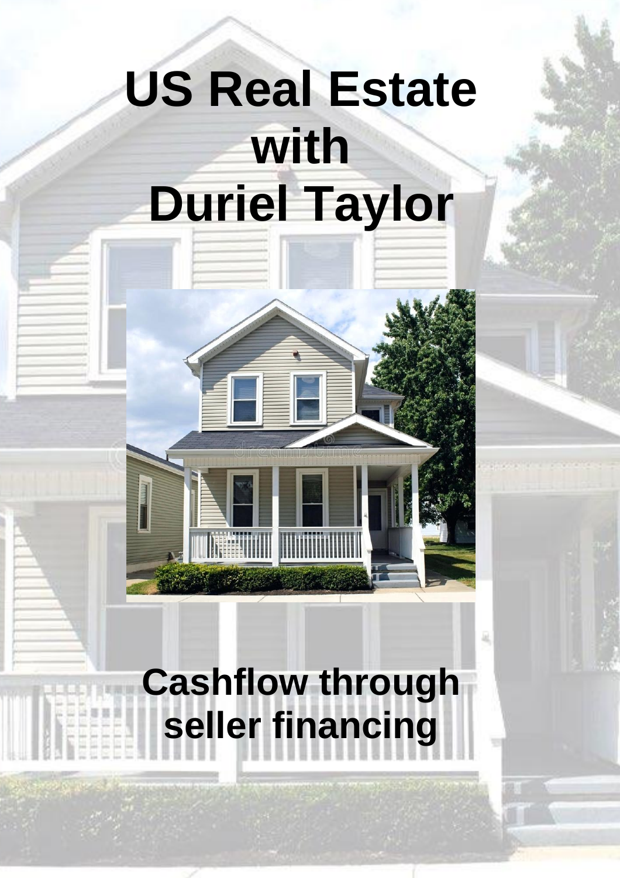# US Real Estate with Duriel Taylor

## Cashflow through seller financing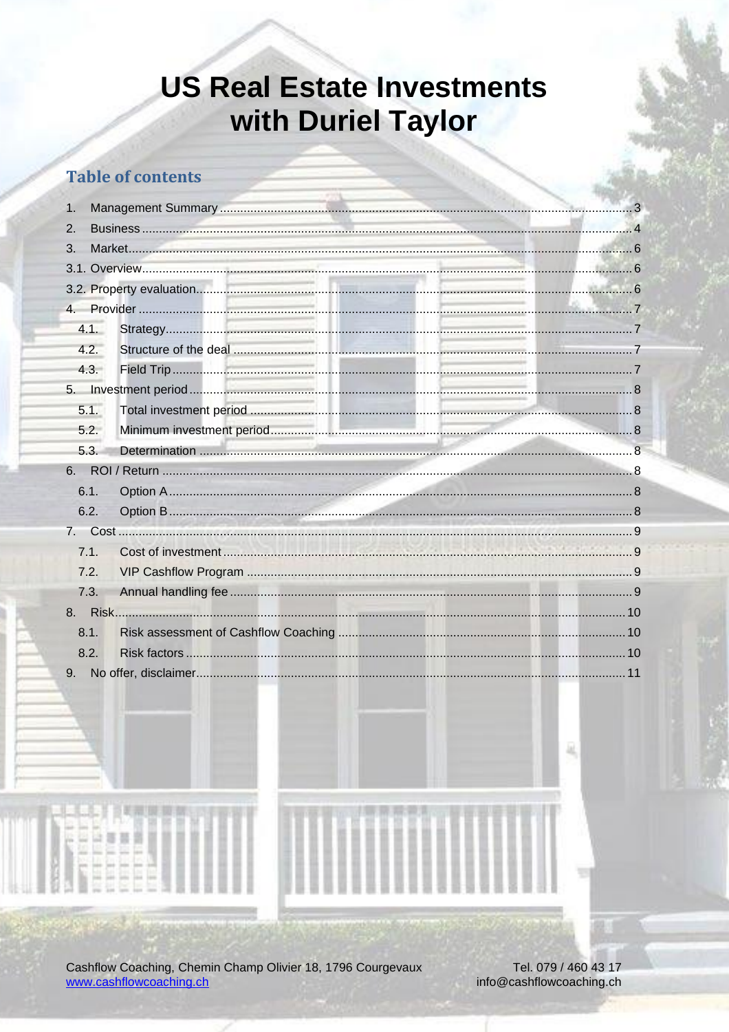# US Real Estate Investments with Duriel Taylor

## Table of contents

1. Management Summary ........ 3
2. Business ........ 4
3. Market ........ 6
3.1. Overview ........ 6
3.2. Property evaluation ........ 6
4. Provider ........ 7
   - 4.1. Strategy ........ 7
   - 4.2. Structure of the deal ........ 7
   - 4.3. Field Trip ........ 7
5. Investment period ........ 8
   - 5.1. Total investment period ........ 8
   - 5.2. Minimum investment period ........ 8
   - 5.3. Determination ........ 8
6. ROI / Return ........ 8
   - 6.1. Option A ........ 8
   - 6.2. Option B ........ 8
7. Cost ........ 9
   - 7.1. Cost of investment ........ 9
   - 7.2. VIP Cashflow Program ........ 9
   - 7.3. Annual handling fee ........ 9
8. Risk ........ 10
   - 8.1. Risk assessment of Cashflow Coaching ........ 10
   - 8.2. Risk factors ........ 10
9. No offer, disclaimer ........ 11

Cashflow Coaching, Chemin Champ Olivier 18, 1796 Courgevaux
www.cashflowcoaching.ch

Tel. 079 / 460 43 17
info@cashflowcoaching.ch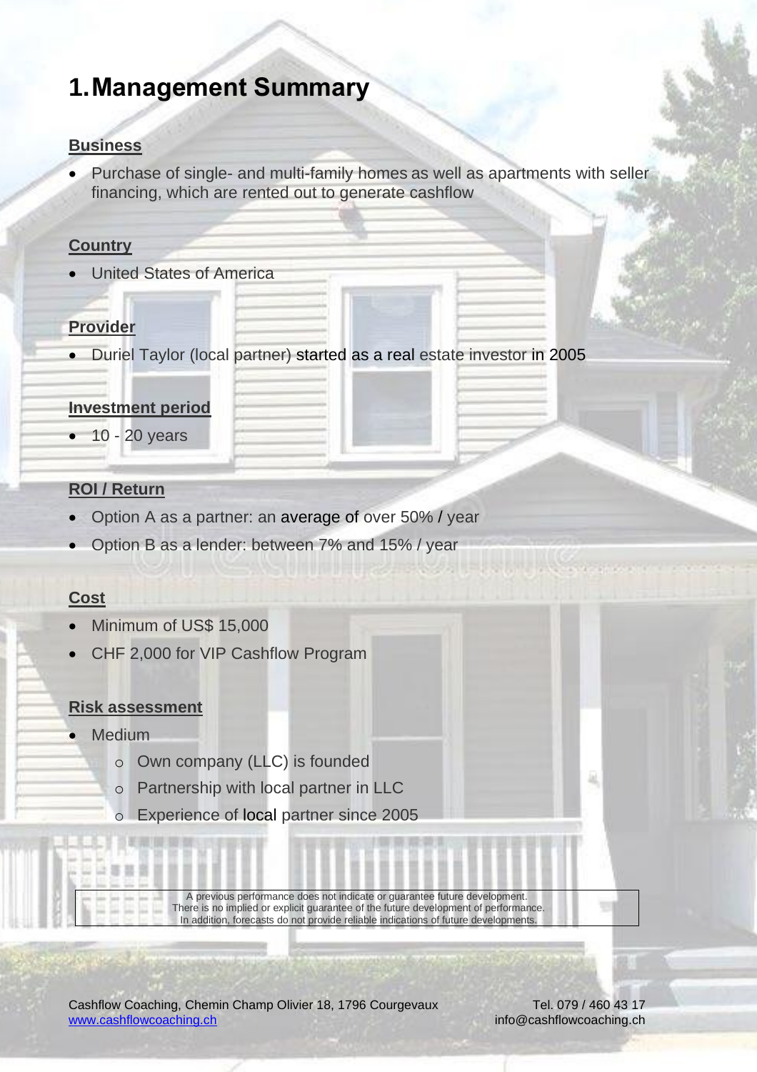# 1. Management Summary

**Business**

- Purchase of single- and multi-family homes as well as apartments with seller financing, which are rented out to generate cashflow

**Country**

- United States of America

**Provider**

- Duriel Taylor (local partner) started as a real estate investor in 2005

**Investment period**

- 10 - 20 years

**ROI / Return**

- Option A as a partner: an average of over 50% / year
- Option B as a lender: between 7% and 15% / year

**Cost**

- Minimum of US$ 15,000
- CHF 2,000 for VIP Cashflow Program

**Risk assessment**

- Medium
  - Own company (LLC) is founded
  - Partnership with local partner in LLC
  - Experience of local partner since 2005

A previous performance does not indicate or guarantee future development.
There is no implied or explicit guarantee of the future development of performance.
In addition, forecasts do not provide reliable indications of future developments.

Cashflow Coaching, Chemin Champ Olivier 18, 1796 Courgevaux
www.cashflowcoaching.ch

Tel. 079 / 460 43 17
info@cashflowcoaching.ch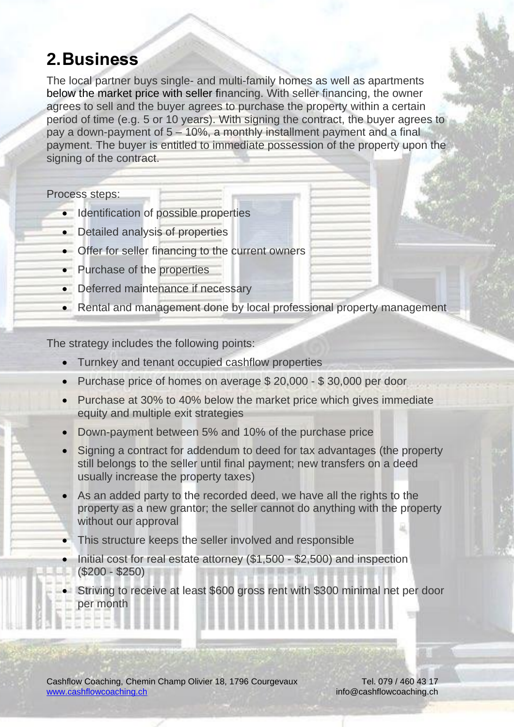## 2. Business

The local partner buys single- and multi-family homes as well as apartments below the market price with seller financing. With seller financing, the owner agrees to sell and the buyer agrees to purchase the property within a certain period of time (e.g. 5 or 10 years). With signing the contract, the buyer agrees to pay a down-payment of 5 – 10%, a monthly installment payment and a final payment. The buyer is entitled to immediate possession of the property upon the signing of the contract.

Process steps:

- Identification of possible properties
- Detailed analysis of properties
- Offer for seller financing to the current owners
- Purchase of the properties
- Deferred maintenance if necessary
- Rental and management done by local professional property management

The strategy includes the following points:

- Turnkey and tenant occupied cashflow properties
- Purchase price of homes on average $ 20,000 - $ 30,000 per door
- Purchase at 30% to 40% below the market price which gives immediate equity and multiple exit strategies
- Down-payment between 5% and 10% of the purchase price
- Signing a contract for addendum to deed for tax advantages (the property still belongs to the seller until final payment; new transfers on a deed usually increase the property taxes)
- As an added party to the recorded deed, we have all the rights to the property as a new grantor; the seller cannot do anything with the property without our approval
- This structure keeps the seller involved and responsible
- Initial cost for real estate attorney ($1,500 - $2,500) and inspection ($200 - $250)
- Striving to receive at least $600 gross rent with $300 minimal net per door per month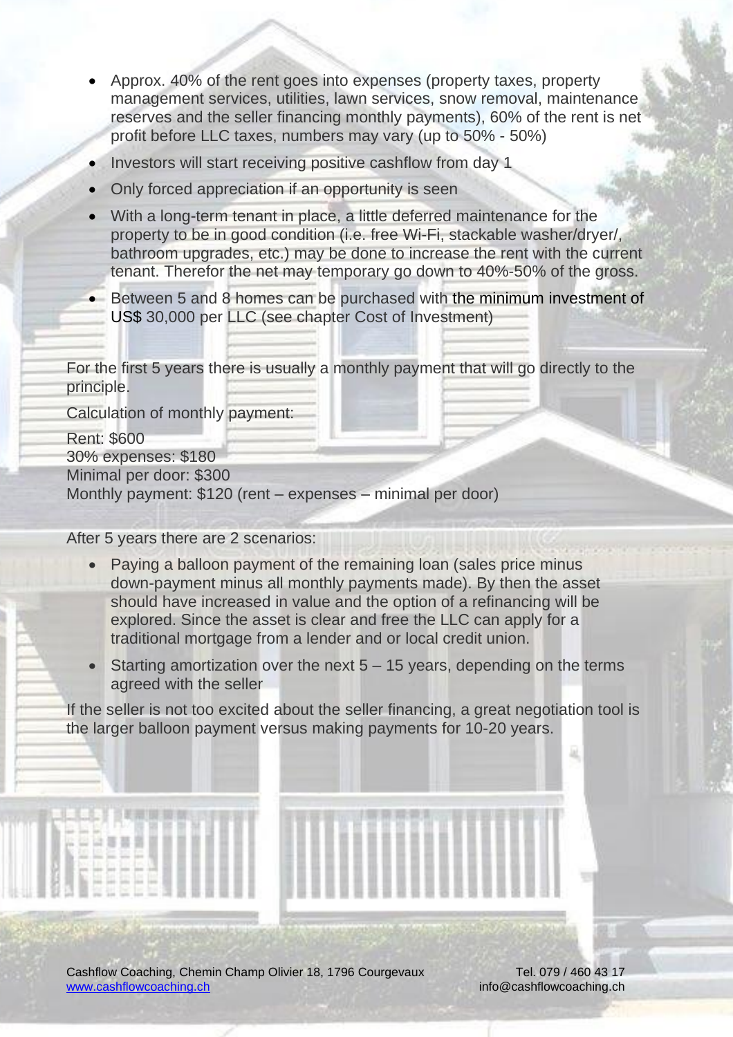- Approx. 40% of the rent goes into expenses (property taxes, property management services, utilities, lawn services, snow removal, maintenance reserves and the seller financing monthly payments), 60% of the rent is net profit before LLC taxes, numbers may vary (up to 50% - 50%)
- Investors will start receiving positive cashflow from day 1
- Only forced appreciation if an opportunity is seen
- With a long-term tenant in place, a little deferred maintenance for the property to be in good condition (i.e. free Wi-Fi, stackable washer/dryer/, bathroom upgrades, etc.) may be done to increase the rent with the current tenant. Therefor the net may temporary go down to 40%-50% of the gross.
- Between 5 and 8 homes can be purchased with the minimum investment of US$ 30,000 per LLC (see chapter Cost of Investment)

For the first 5 years there is usually a monthly payment that will go directly to the principle.

Calculation of monthly payment:

Rent: $600
30% expenses: $180
Minimal per door: $300
Monthly payment: $120 (rent – expenses – minimal per door)

After 5 years there are 2 scenarios:

- Paying a balloon payment of the remaining loan (sales price minus down-payment minus all monthly payments made). By then the asset should have increased in value and the option of a refinancing will be explored. Since the asset is clear and free the LLC can apply for a traditional mortgage from a lender and or local credit union.
- Starting amortization over the next 5 – 15 years, depending on the terms agreed with the seller

If the seller is not too excited about the seller financing, a great negotiation tool is the larger balloon payment versus making payments for 10-20 years.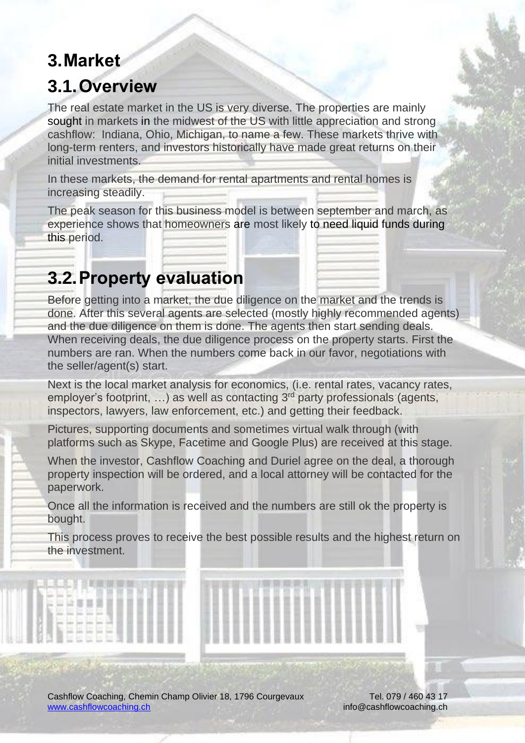# 3. Market

## 3.1. Overview

The real estate market in the US is very diverse. The properties are mainly sought in markets in the midwest of the US with little appreciation and strong cashflow: Indiana, Ohio, Michigan, to name a few. These markets thrive with long-term renters, and investors historically have made great returns on their initial investments.

In these markets, the demand for rental apartments and rental homes is increasing steadily.

The peak season for this business model is between september and march, as experience shows that homeowners are most likely to need liquid funds during this period.

## 3.2. Property evaluation

Before getting into a market, the due diligence on the market and the trends is done. After this several agents are selected (mostly highly recommended agents) and the due diligence on them is done. The agents then start sending deals. When receiving deals, the due diligence process on the property starts. First the numbers are ran. When the numbers come back in our favor, negotiations with the seller/agent(s) start.

Next is the local market analysis for economics, (i.e. rental rates, vacancy rates, employer's footprint, …) as well as contacting 3rd party professionals (agents, inspectors, lawyers, law enforcement, etc.) and getting their feedback.

Pictures, supporting documents and sometimes virtual walk through (with platforms such as Skype, Facetime and Google Plus) are received at this stage.

When the investor, Cashflow Coaching and Duriel agree on the deal, a thorough property inspection will be ordered, and a local attorney will be contacted for the paperwork.

Once all the information is received and the numbers are still ok the property is bought.

This process proves to receive the best possible results and the highest return on the investment.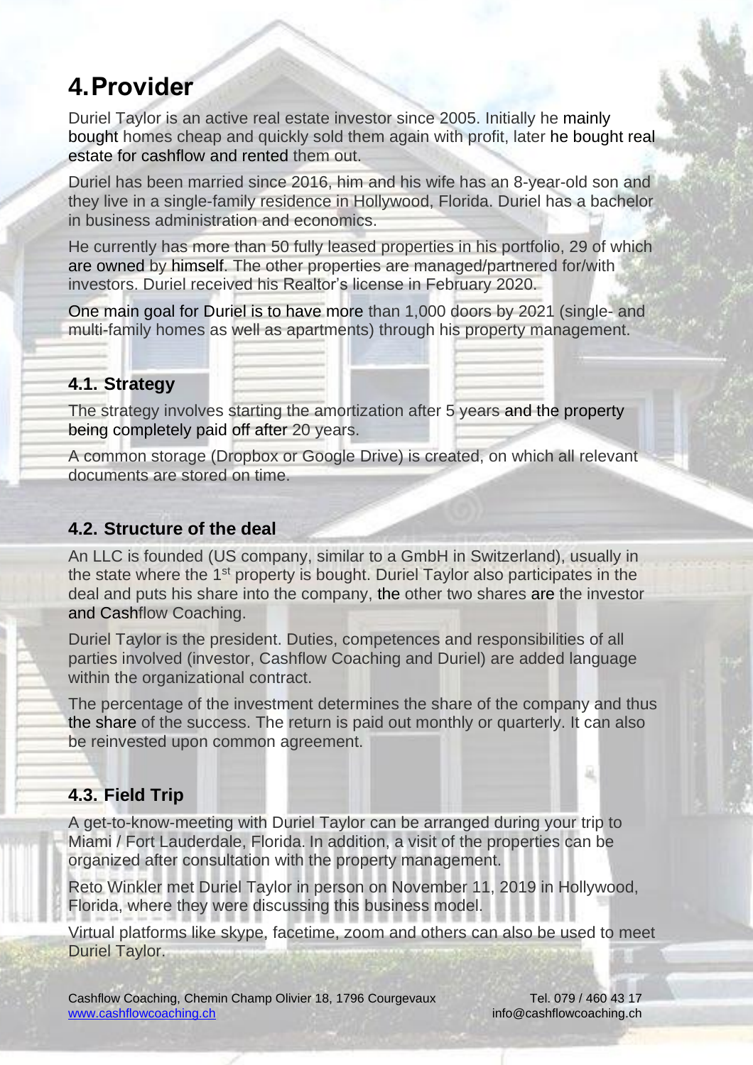# 4. Provider

Duriel Taylor is an active real estate investor since 2005. Initially he mainly bought homes cheap and quickly sold them again with profit, later he bought real estate for cashflow and rented them out.

Duriel has been married since 2016, him and his wife has an 8-year-old son and they live in a single-family residence in Hollywood, Florida. Duriel has a bachelor in business administration and economics.

He currently has more than 50 fully leased properties in his portfolio, 29 of which are owned by himself. The other properties are managed/partnered for/with investors. Duriel received his Realtor's license in February 2020.

One main goal for Duriel is to have more than 1,000 doors by 2021 (single- and multi-family homes as well as apartments) through his property management.

## 4.1. Strategy

The strategy involves starting the amortization after 5 years and the property being completely paid off after 20 years.

A common storage (Dropbox or Google Drive) is created, on which all relevant documents are stored on time.

## 4.2. Structure of the deal

An LLC is founded (US company, similar to a GmbH in Switzerland), usually in the state where the 1st property is bought. Duriel Taylor also participates in the deal and puts his share into the company, the other two shares are the investor and Cashflow Coaching.

Duriel Taylor is the president. Duties, competences and responsibilities of all parties involved (investor, Cashflow Coaching and Duriel) are added language within the organizational contract.

The percentage of the investment determines the share of the company and thus the share of the success. The return is paid out monthly or quarterly. It can also be reinvested upon common agreement.

## 4.3. Field Trip

A get-to-know-meeting with Duriel Taylor can be arranged during your trip to Miami / Fort Lauderdale, Florida. In addition, a visit of the properties can be organized after consultation with the property management.

Reto Winkler met Duriel Taylor in person on November 11, 2019 in Hollywood, Florida, where they were discussing this business model.

Virtual platforms like skype, facetime, zoom and others can also be used to meet Duriel Taylor.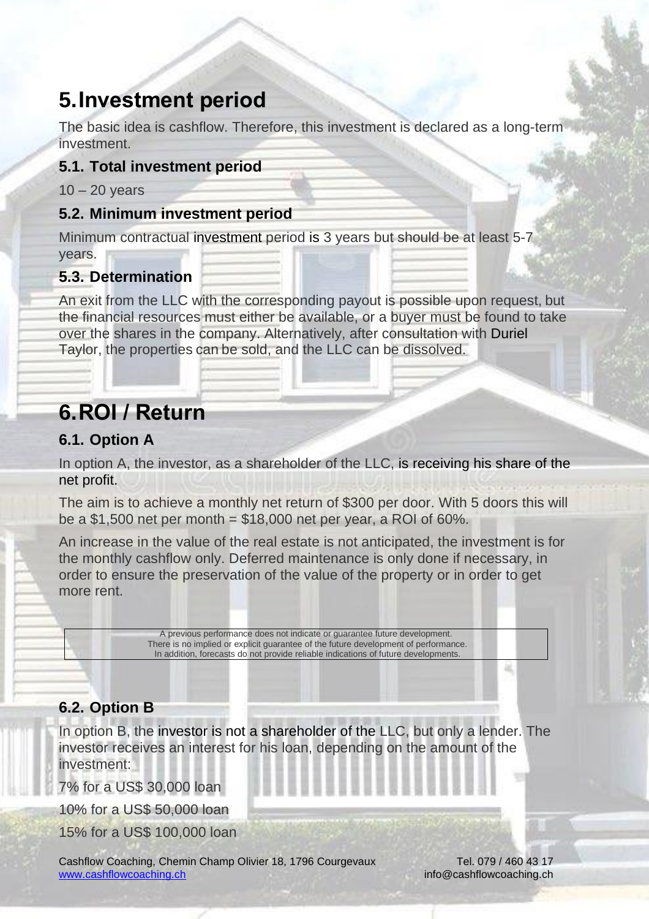# 5. Investment period

The basic idea is cashflow. Therefore, this investment is declared as a long-term investment.

## 5.1. Total investment period

10 – 20 years

## 5.2. Minimum investment period

Minimum contractual investment period is 3 years but should be at least 5-7 years.

## 5.3. Determination

An exit from the LLC with the corresponding payout is possible upon request, but the financial resources must either be available, or a buyer must be found to take over the shares in the company. Alternatively, after consultation with Duriel Taylor, the properties can be sold, and the LLC can be dissolved.

# 6. ROI / Return

## 6.1. Option A

In option A, the investor, as a shareholder of the LLC, is receiving his share of the net profit.

The aim is to achieve a monthly net return of $300 per door. With 5 doors this will be a $1,500 net per month = $18,000 net per year, a ROI of 60%.

An increase in the value of the real estate is not anticipated, the investment is for the monthly cashflow only. Deferred maintenance is only done if necessary, in order to ensure the preservation of the value of the property or in order to get more rent.

> A previous performance does not indicate or guarantee future development.
> There is no implied or explicit guarantee of the future development of performance.
> In addition, forecasts do not provide reliable indications of future developments.

## 6.2. Option B

In option B, the investor is not a shareholder of the LLC, but only a lender. The investor receives an interest for his loan, depending on the amount of the investment:

7% for a US$ 30,000 loan

10% for a US$ 50,000 loan

15% for a US$ 100,000 loan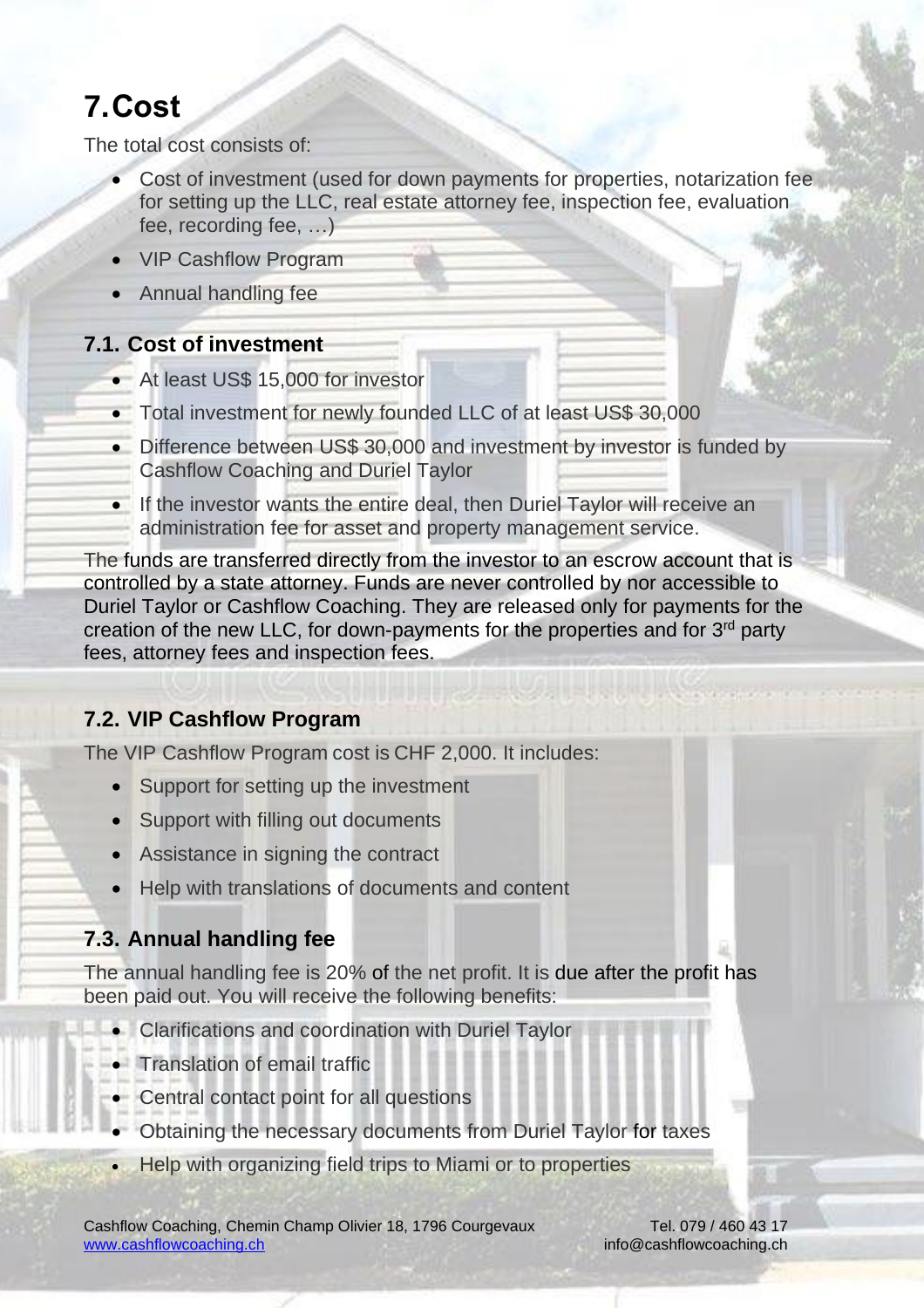# 7. Cost

The total cost consists of:

- Cost of investment (used for down payments for properties, notarization fee for setting up the LLC, real estate attorney fee, inspection fee, evaluation fee, recording fee, …)
- VIP Cashflow Program
- Annual handling fee

## 7.1. Cost of investment

- At least US$ 15,000 for investor
- Total investment for newly founded LLC of at least US$ 30,000
- Difference between US$ 30,000 and investment by investor is funded by Cashflow Coaching and Duriel Taylor
- If the investor wants the entire deal, then Duriel Taylor will receive an administration fee for asset and property management service.

The funds are transferred directly from the investor to an escrow account that is controlled by a state attorney. Funds are never controlled by nor accessible to Duriel Taylor or Cashflow Coaching. They are released only for payments for the creation of the new LLC, for down-payments for the properties and for 3rd party fees, attorney fees and inspection fees.

## 7.2. VIP Cashflow Program

The VIP Cashflow Program cost is CHF 2,000. It includes:

- Support for setting up the investment
- Support with filling out documents
- Assistance in signing the contract
- Help with translations of documents and content

## 7.3. Annual handling fee

The annual handling fee is 20% of the net profit. It is due after the profit has been paid out. You will receive the following benefits:

- Clarifications and coordination with Duriel Taylor
- Translation of email traffic
- Central contact point for all questions
- Obtaining the necessary documents from Duriel Taylor for taxes
- Help with organizing field trips to Miami or to properties

Cashflow Coaching, Chemin Champ Olivier 18, 1796 Courgevaux Tel. 079 / 460 43 17
www.cashflowcoaching.ch info@cashflowcoaching.ch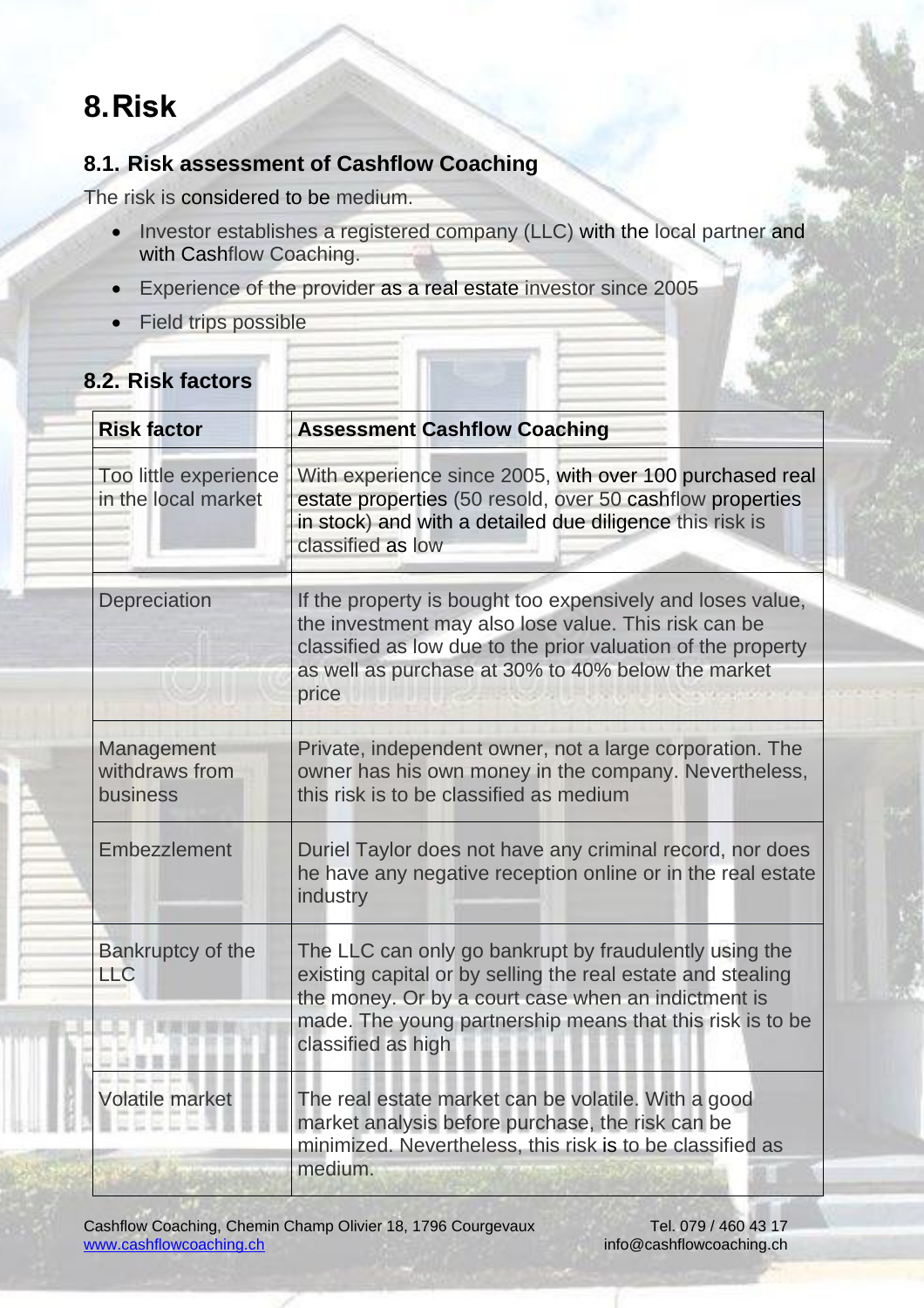# 8. Risk

## 8.1. Risk assessment of Cashflow Coaching

The risk is considered to be medium.

- Investor establishes a registered company (LLC) with the local partner and with Cashflow Coaching.
- Experience of the provider as a real estate investor since 2005
- Field trips possible

## 8.2. Risk factors

| Risk factor | Assessment Cashflow Coaching |
|---|---|
| Too little experience in the local market | With experience since 2005, with over 100 purchased real estate properties (50 resold, over 50 cashflow properties in stock) and with a detailed due diligence this risk is classified as low |
| Depreciation | If the property is bought too expensively and loses value, the investment may also lose value. This risk can be classified as low due to the prior valuation of the property as well as purchase at 30% to 40% below the market price |
| Management withdraws from business | Private, independent owner, not a large corporation. The owner has his own money in the company. Nevertheless, this risk is to be classified as medium |
| Embezzlement | Duriel Taylor does not have any criminal record, nor does he have any negative reception online or in the real estate industry |
| Bankruptcy of the LLC | The LLC can only go bankrupt by fraudulently using the existing capital or by selling the real estate and stealing the money. Or by a court case when an indictment is made. The young partnership means that this risk is to be classified as high |
| Volatile market | The real estate market can be volatile. With a good market analysis before purchase, the risk can be minimized. Nevertheless, this risk is to be classified as medium. |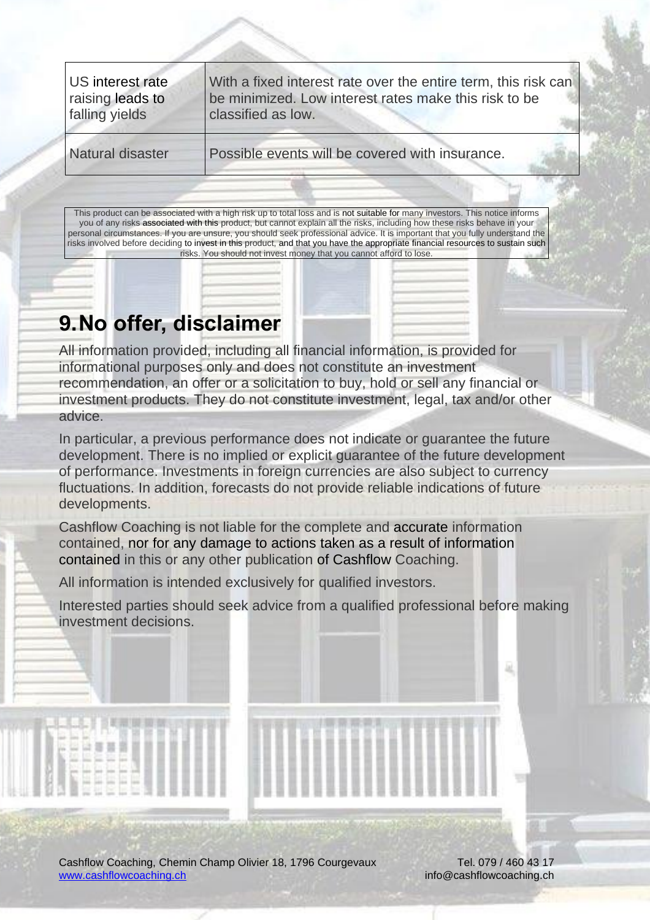| US interest rate raising leads to falling yields | With a fixed interest rate over the entire term, this risk can be minimized. Low interest rates make this risk to be classified as low. |
|---|---|
| Natural disaster | Possible events will be covered with insurance. |

This product can be associated with a high risk up to total loss and is not suitable for many investors. This notice informs you of any risks associated with this product, but cannot explain all the risks, including how these risks behave in your personal circumstances. If you are unsure, you should seek professional advice. It is important that you fully understand the risks involved before deciding to invest in this product, and that you have the appropriate financial resources to sustain such risks. You should not invest money that you cannot afford to lose.

# 9. No offer, disclaimer

All information provided, including all financial information, is provided for informational purposes only and does not constitute an investment recommendation, an offer or a solicitation to buy, hold or sell any financial or investment products. They do not constitute investment, legal, tax and/or other advice.

In particular, a previous performance does not indicate or guarantee the future development. There is no implied or explicit guarantee of the future development of performance. Investments in foreign currencies are also subject to currency fluctuations. In addition, forecasts do not provide reliable indications of future developments.

Cashflow Coaching is not liable for the complete and accurate information contained, nor for any damage to actions taken as a result of information contained in this or any other publication of Cashflow Coaching.

All information is intended exclusively for qualified investors.

Interested parties should seek advice from a qualified professional before making investment decisions.

Cashflow Coaching, Chemin Champ Olivier 18, 1796 Courgevaux
www.cashflowcoaching.ch

Tel. 079 / 460 43 17
info@cashflowcoaching.ch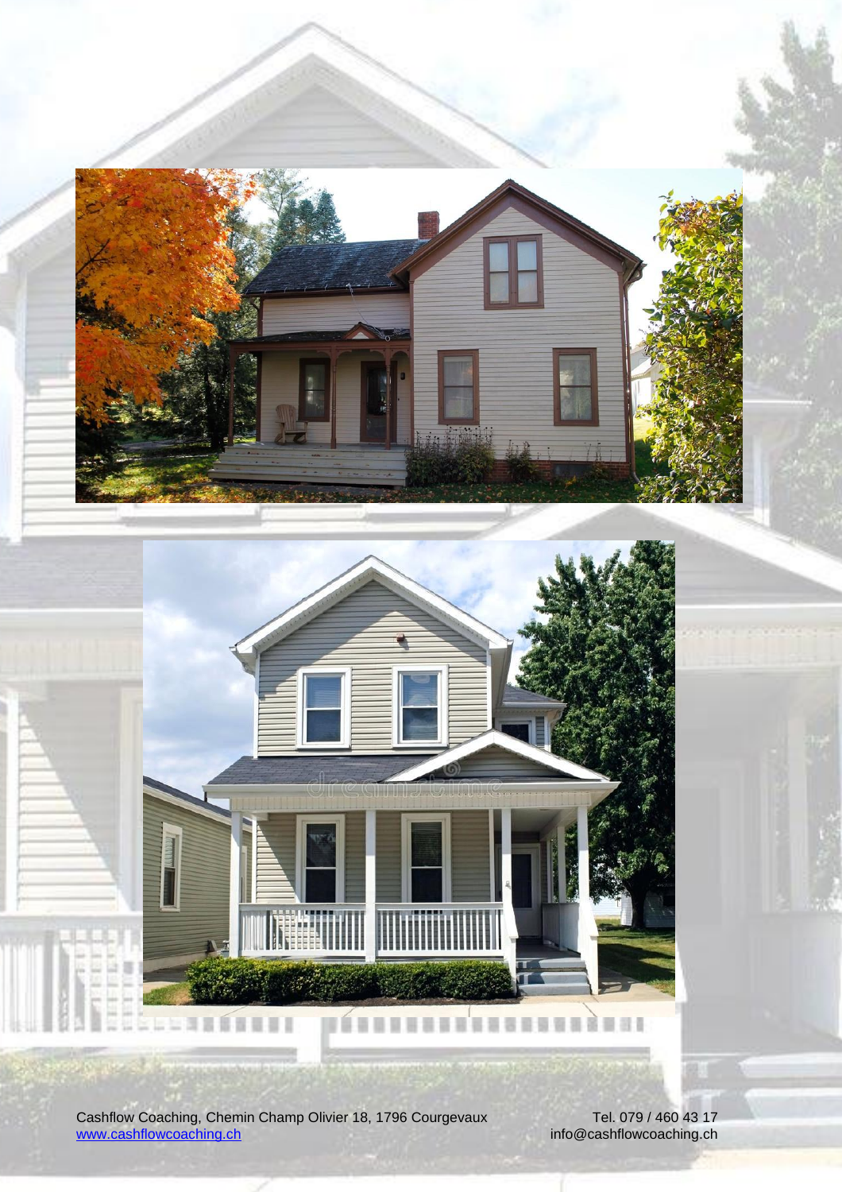Cashflow Coaching, Chemin Champ Olivier 18, 1796 Courgevaux
www.cashflowcoaching.ch

Tel. 079 / 460 43 17
info@cashflowcoaching.ch